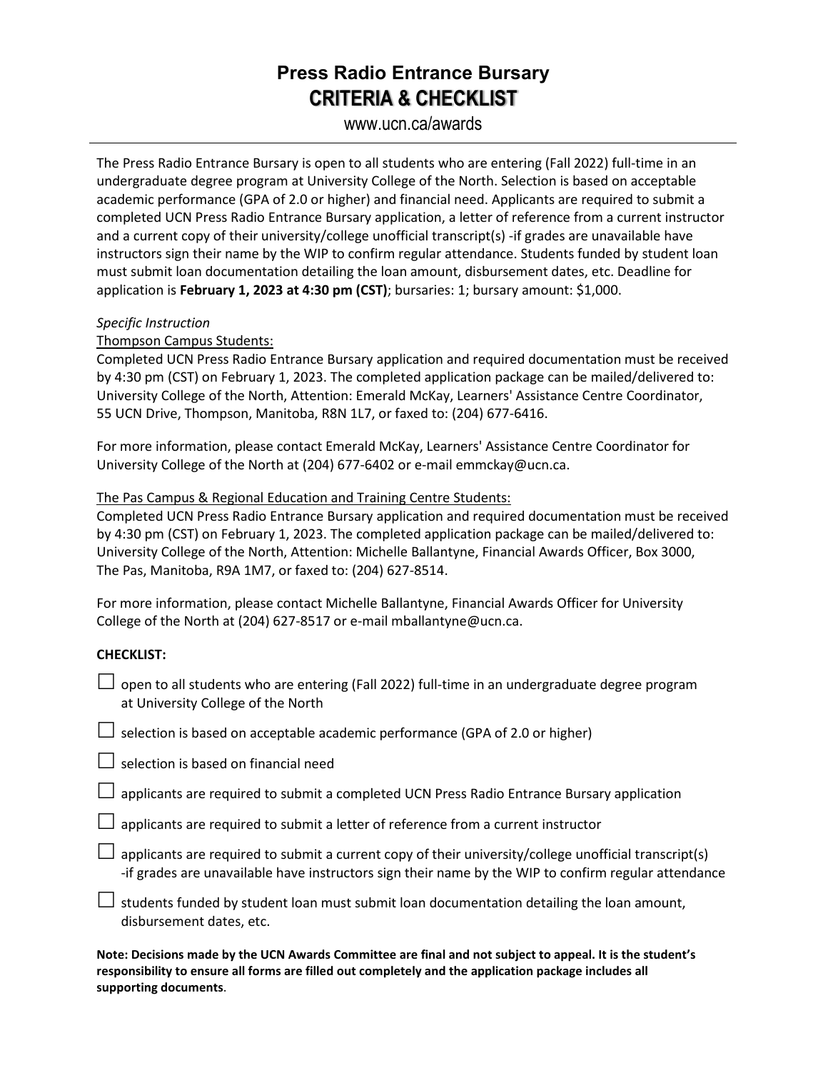# Press Radio Entrance Bursary
## CRITERIA & CHECKLIST

www.ucn.ca/awards

---

The Press Radio Entrance Bursary is open to all students who are entering (Fall 2022) full-time in an undergraduate degree program at University College of the North. Selection is based on acceptable academic performance (GPA of 2.0 or higher) and financial need. Applicants are required to submit a completed UCN Press Radio Entrance Bursary application, a letter of reference from a current instructor and a current copy of their university/college unofficial transcript(s) -if grades are unavailable have instructors sign their name by the WIP to confirm regular attendance. Students funded by student loan must submit loan documentation detailing the loan amount, disbursement dates, etc. Deadline for application is **February 1, 2023 at 4:30 pm (CST)**; bursaries: 1; bursary amount: $1,000.

*Specific Instruction*

<u>Thompson Campus Students:</u>

Completed UCN Press Radio Entrance Bursary application and required documentation must be received by 4:30 pm (CST) on February 1, 2023. The completed application package can be mailed/delivered to: University College of the North, Attention: Emerald McKay, Learners' Assistance Centre Coordinator, 55 UCN Drive, Thompson, Manitoba, R8N 1L7, or faxed to: (204) 677-6416.

For more information, please contact Emerald McKay, Learners' Assistance Centre Coordinator for University College of the North at (204) 677-6402 or e-mail emmckay@ucn.ca.

<u>The Pas Campus & Regional Education and Training Centre Students:</u>

Completed UCN Press Radio Entrance Bursary application and required documentation must be received by 4:30 pm (CST) on February 1, 2023. The completed application package can be mailed/delivered to: University College of the North, Attention: Michelle Ballantyne, Financial Awards Officer, Box 3000, The Pas, Manitoba, R9A 1M7, or faxed to: (204) 627-8514.

For more information, please contact Michelle Ballantyne, Financial Awards Officer for University College of the North at (204) 627-8517 or e-mail mballantyne@ucn.ca.

**CHECKLIST:**

- ☐ open to all students who are entering (Fall 2022) full-time in an undergraduate degree program at University College of the North
- ☐ selection is based on acceptable academic performance (GPA of 2.0 or higher)
- ☐ selection is based on financial need
- ☐ applicants are required to submit a completed UCN Press Radio Entrance Bursary application
- ☐ applicants are required to submit a letter of reference from a current instructor
- ☐ applicants are required to submit a current copy of their university/college unofficial transcript(s) -if grades are unavailable have instructors sign their name by the WIP to confirm regular attendance
- ☐ students funded by student loan must submit loan documentation detailing the loan amount, disbursement dates, etc.

**Note: Decisions made by the UCN Awards Committee are final and not subject to appeal. It is the student's responsibility to ensure all forms are filled out completely and the application package includes all supporting documents**.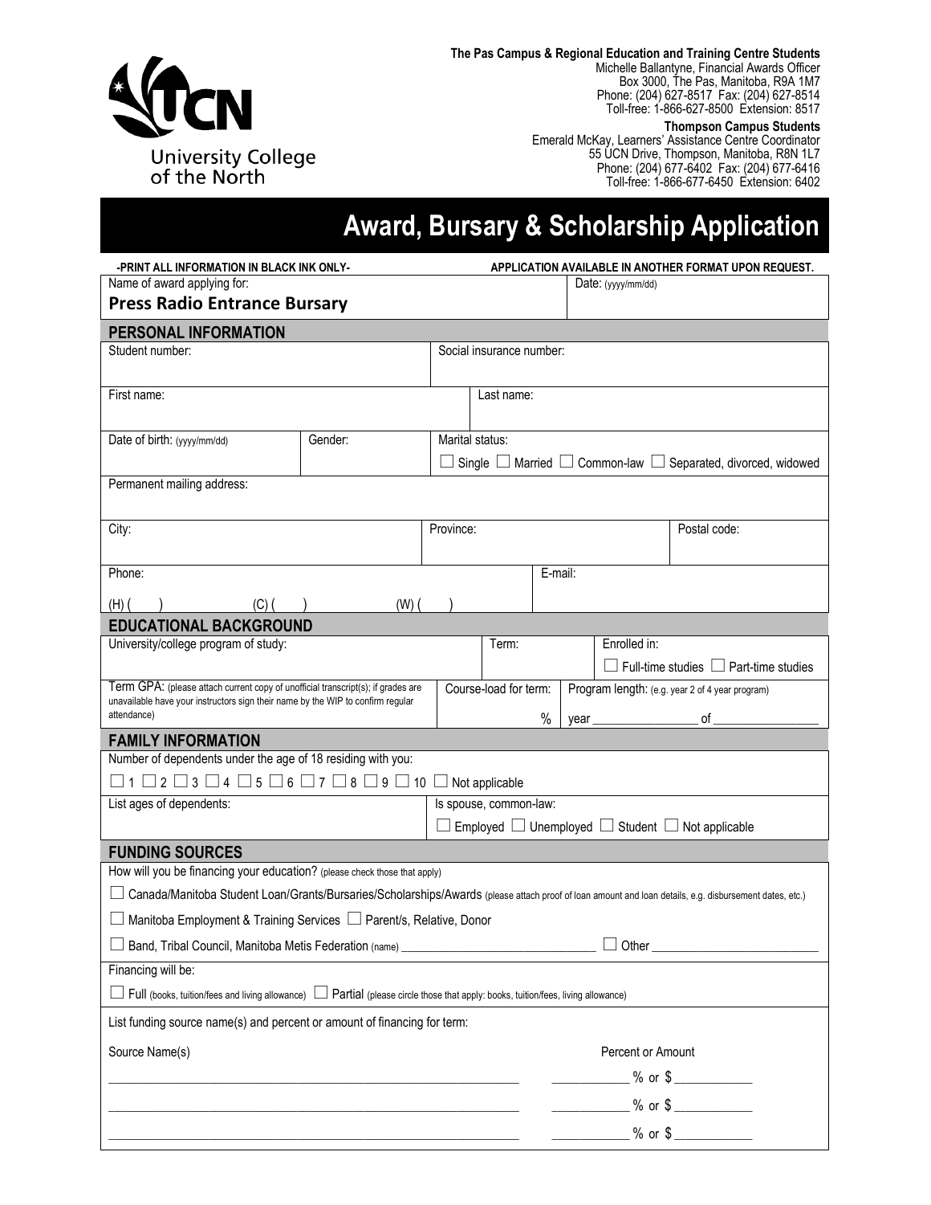University College of the North

**The Pas Campus & Regional Education and Training Centre Students**
Michelle Ballantyne, Financial Awards Officer
Box 3000, The Pas, Manitoba, R9A 1M7
Phone: (204) 627-8517 Fax: (204) 627-8514
Toll-free: 1-866-627-8500 Extension: 8517

**Thompson Campus Students**
Emerald McKay, Learners' Assistance Centre Coordinator
55 UCN Drive, Thompson, Manitoba, R8N 1L7
Phone: (204) 677-6402 Fax: (204) 677-6416
Toll-free: 1-866-677-6450 Extension: 6402

# Award, Bursary & Scholarship Application

**-PRINT ALL INFORMATION IN BLACK INK ONLY-** **APPLICATION AVAILABLE IN ANOTHER FORMAT UPON REQUEST.**

| Name of award applying for: **Press Radio Entrance Bursary** | Date: (yyyy/mm/dd) |
|---|---|

## PERSONAL INFORMATION

| Student number: | Social insurance number: |
|---|---|
| First name: | Last name: |

| Date of birth: (yyyy/mm/dd) | Gender: | Marital status: ☐ Single ☐ Married ☐ Common-law ☐ Separated, divorced, widowed |
|---|---|---|

Permanent mailing address:

| City: | Province: | Postal code: |
|---|---|---|

| Phone: (H) ( ) (C) ( ) (W) ( ) | E-mail: |
|---|---|

## EDUCATIONAL BACKGROUND

| University/college program of study: | Term: | Enrolled in: ☐ Full-time studies ☐ Part-time studies |
|---|---|---|
| Term GPA: (please attach current copy of unofficial transcript(s); if grades are unavailable have your instructors sign their name by the WIP to confirm regular attendance) | Course-load for term: % | Program length: (e.g. year 2 of 4 year program) year \_\_\_\_\_\_\_\_ of \_\_\_\_\_\_\_\_ |

## FAMILY INFORMATION

Number of dependents under the age of 18 residing with you:

☐ 1 ☐ 2 ☐ 3 ☐ 4 ☐ 5 ☐ 6 ☐ 7 ☐ 8 ☐ 9 ☐ 10 ☐ Not applicable

| List ages of dependents: | Is spouse, common-law: ☐ Employed ☐ Unemployed ☐ Student ☐ Not applicable |
|---|---|

## FUNDING SOURCES

How will you be financing your education? (please check those that apply)

☐ Canada/Manitoba Student Loan/Grants/Bursaries/Scholarships/Awards (please attach proof of loan amount and loan details, e.g. disbursement dates, etc.)

☐ Manitoba Employment & Training Services ☐ Parent/s, Relative, Donor

☐ Band, Tribal Council, Manitoba Metis Federation (name) \_\_\_\_\_\_\_\_\_\_\_\_\_\_\_\_\_\_\_\_ ☐ Other \_\_\_\_\_\_\_\_\_\_\_\_\_\_\_\_

Financing will be:

☐ Full (books, tuition/fees and living allowance) ☐ Partial (please circle those that apply: books, tuition/fees, living allowance)

List funding source name(s) and percent or amount of financing for term:

| Source Name(s) | Percent or Amount |
|---|---|
| \_\_\_\_\_\_\_\_\_\_\_\_\_\_\_\_\_\_\_\_ | \_\_\_\_\_\_ % or $ \_\_\_\_\_\_ |
| \_\_\_\_\_\_\_\_\_\_\_\_\_\_\_\_\_\_\_\_ | \_\_\_\_\_\_ % or $ \_\_\_\_\_\_ |
| \_\_\_\_\_\_\_\_\_\_\_\_\_\_\_\_\_\_\_\_ | \_\_\_\_\_\_ % or $ \_\_\_\_\_\_ |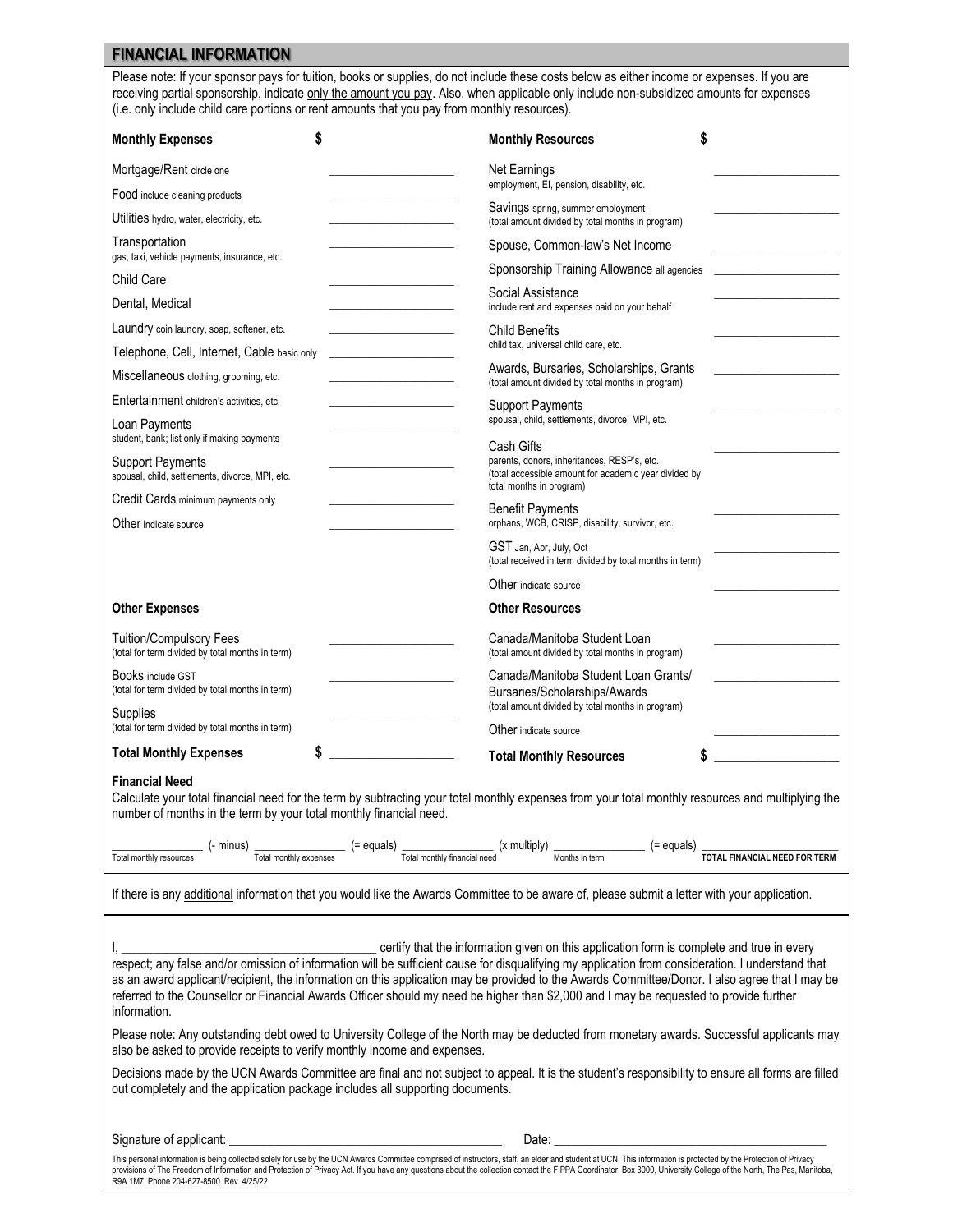## FINANCIAL INFORMATION

Please note: If your sponsor pays for tuition, books or supplies, do not include these costs below as either income or expenses. If you are receiving partial sponsorship, indicate only the amount you pay. Also, when applicable only include non-subsidized amounts for expenses (i.e. only include child care portions or rent amounts that you pay from monthly resources).

| **Monthly Expenses** | **$** | **Monthly Resources** | **$** |
|---|---|---|---|
| Mortgage/Rent circle one | ____________ | Net Earnings employment, EI, pension, disability, etc. | ____________ |
| Food include cleaning products | ____________ | Savings spring, summer employment (total amount divided by total months in program) | ____________ |
| Utilities hydro, water, electricity, etc. | ____________ | Spouse, Common-law's Net Income | ____________ |
| Transportation gas, taxi, vehicle payments, insurance, etc. | ____________ | Sponsorship Training Allowance all agencies | ____________ |
| Child Care | ____________ | Social Assistance include rent and expenses paid on your behalf | ____________ |
| Dental, Medical | ____________ | Child Benefits child tax, universal child care, etc. | ____________ |
| Laundry coin laundry, soap, softener, etc. | ____________ | Awards, Bursaries, Scholarships, Grants (total amount divided by total months in program) | ____________ |
| Telephone, Cell, Internet, Cable basic only | ____________ | Support Payments spousal, child, settlements, divorce, MPI, etc. | ____________ |
| Miscellaneous clothing, grooming, etc. | ____________ | Cash Gifts parents, donors, inheritances, RESP's, etc. (total accessible amount for academic year divided by total months in program) | ____________ |
| Entertainment children's activities, etc. | ____________ | Benefit Payments orphans, WCB, CRISP, disability, survivor, etc. | ____________ |
| Loan Payments student, bank; list only if making payments | ____________ | GST Jan, Apr, July, Oct (total received in term divided by total months in term) | ____________ |
| Support Payments spousal, child, settlements, divorce, MPI, etc. | ____________ | Other indicate source | ____________ |
| Credit Cards minimum payments only | ____________ | | |
| Other indicate source | ____________ | | |
| **Other Expenses** | | **Other Resources** | |
| Tuition/Compulsory Fees (total for term divided by total months in term) | ____________ | Canada/Manitoba Student Loan (total amount divided by total months in program) | ____________ |
| Books include GST (total for term divided by total months in term) | ____________ | Canada/Manitoba Student Loan Grants/ Bursaries/Scholarships/Awards (total amount divided by total months in program) | ____________ |
| Supplies (total for term divided by total months in term) | ____________ | Other indicate source | ____________ |
| **Total Monthly Expenses** | **$** ____________ | **Total Monthly Resources** | **$** ____________ |

**Financial Need**

Calculate your total financial need for the term by subtracting your total monthly expenses from your total monthly resources and multiplying the number of months in the term by your total monthly financial need.

____________ (- minus) ____________ (= equals) ____________ (x multiply) ____________ (= equals) ____________

Total monthly resources | Total monthly expenses | Total monthly financial need | Months in term | **TOTAL FINANCIAL NEED FOR TERM**

If there is any additional information that you would like the Awards Committee to be aware of, please submit a letter with your application.

I, ________________________________ certify that the information given on this application form is complete and true in every respect; any false and/or omission of information will be sufficient cause for disqualifying my application from consideration. I understand that as an award applicant/recipient, the information on this application may be provided to the Awards Committee/Donor. I also agree that I may be referred to the Counsellor or Financial Awards Officer should my need be higher than $2,000 and I may be requested to provide further information.

Please note: Any outstanding debt owed to University College of the North may be deducted from monetary awards. Successful applicants may also be asked to provide receipts to verify monthly income and expenses.

Decisions made by the UCN Awards Committee are final and not subject to appeal. It is the student's responsibility to ensure all forms are filled out completely and the application package includes all supporting documents.

Signature of applicant: ________________________________ Date: ________________________________

This personal information is being collected solely for use by the UCN Awards Committee comprised of instructors, staff, an elder and student at UCN. This information is protected by the Protection of Privacy provisions of The Freedom of Information and Protection of Privacy Act. If you have any questions about the collection contact the FIPPA Coordinator, Box 3000, University College of the North, The Pas, Manitoba, R9A 1M7, Phone 204-627-8500. Rev. 4/25/22